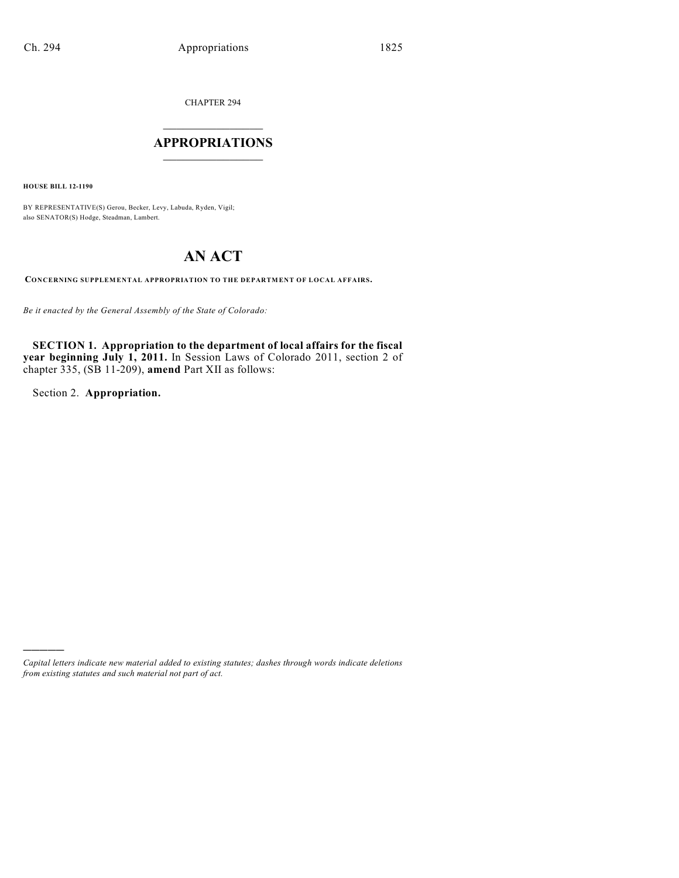CHAPTER 294

# APPROPRIATIONS

**HOUSE BILL 12-1190**

BY REPRESENTATIVE(S) Gerou, Becker, Levy, Labuda, Ryden, Vigil;
also SENATOR(S) Hodge, Steadman, Lambert.

# AN ACT

**CONCERNING SUPPLEMENTAL APPROPRIATION TO THE DEPARTMENT OF LOCAL AFFAIRS.**

*Be it enacted by the General Assembly of the State of Colorado:*

**SECTION 1. Appropriation to the department of local affairs for the fiscal year beginning July 1, 2011.** In Session Laws of Colorado 2011, section 2 of chapter 335, (SB 11-209), **amend** Part XII as follows:

Section 2. **Appropriation.**

---

*Capital letters indicate new material added to existing statutes; dashes through words indicate deletions from existing statutes and such material not part of act.*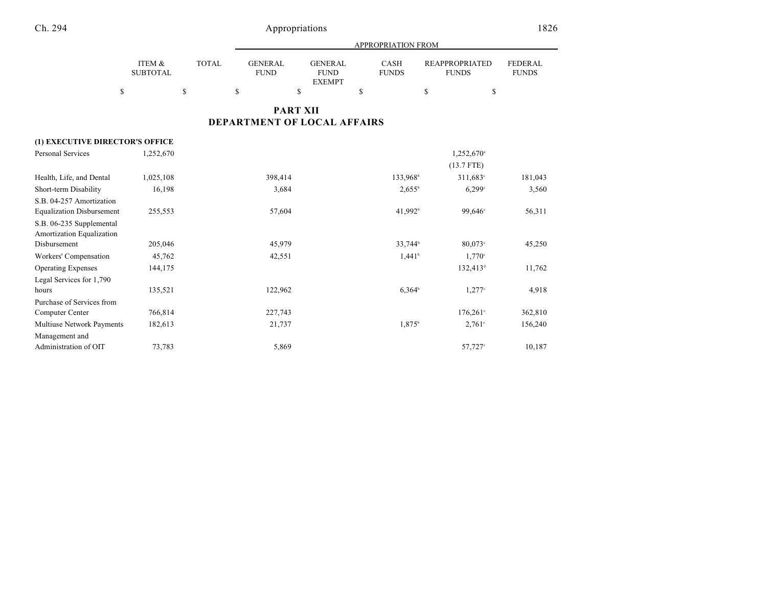## PART XII
## DEPARTMENT OF LOCAL AFFAIRS

| | ITEM & SUBTOTAL | TOTAL | GENERAL FUND | GENERAL FUND EXEMPT | CASH FUNDS | REAPPROPRIATED FUNDS | FEDERAL FUNDS |
|---|---|---|---|---|---|---|---|
| | $ | $ | $ | $ | $ | $ | $ |
| **(1) EXECUTIVE DIRECTOR'S OFFICE** | | | | | | | |
| Personal Services | 1,252,670 | | | | | 1,252,670[a] (13.7 FTE) | |
| Health, Life, and Dental | 1,025,108 | | 398,414 | | 133,968[b] | 311,683[c] | 181,043 |
| Short-term Disability | 16,198 | | 3,684 | | 2,655[b] | 6,299[c] | 3,560 |
| S.B. 04-257 Amortization Equalization Disbursement | 255,553 | | 57,604 | | 41,992[b] | 99,646[c] | 56,311 |
| S.B. 06-235 Supplemental Amortization Equalization Disbursement | 205,046 | | 45,979 | | 33,744[b] | 80,073[c] | 45,250 |
| Workers' Compensation | 45,762 | | 42,551 | | 1,441[b] | 1,770[c] | |
| Operating Expenses | 144,175 | | | | | 132,413[d] | 11,762 |
| Legal Services for 1,790 hours | 135,521 | | 122,962 | | 6,364[b] | 1,277[c] | 4,918 |
| Purchase of Services from Computer Center | 766,814 | | 227,743 | | | 176,261[c] | 362,810 |
| Multiuse Network Payments | 182,613 | | 21,737 | | 1,875[b] | 2,761[c] | 156,240 |
| Management and Administration of OIT | 73,783 | | 5,869 | | | 57,727[c] | 10,187 |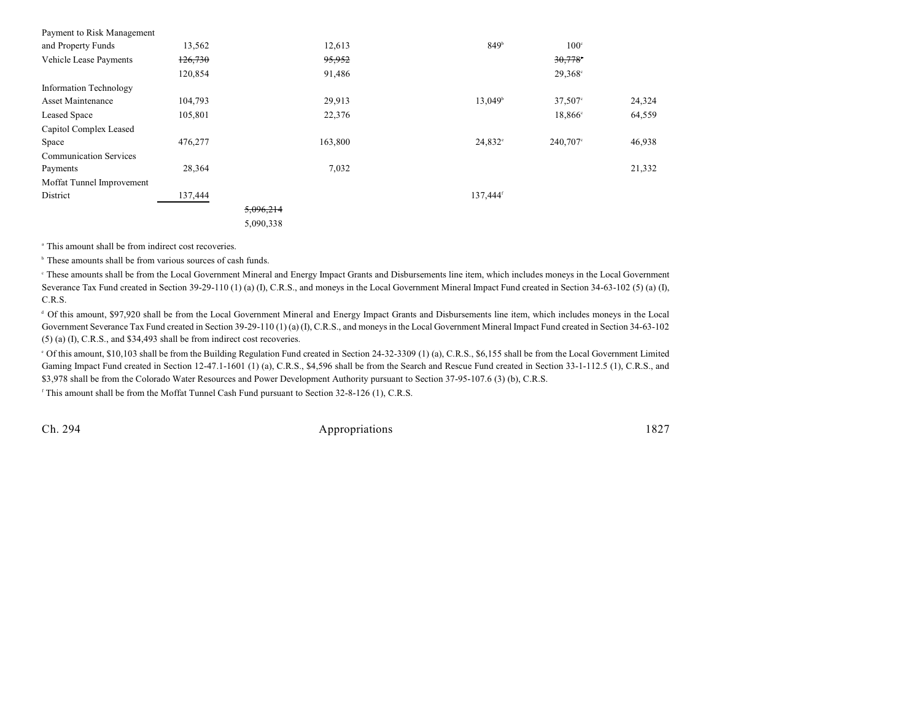| | | | | | |
|---|---|---|---|---|---|
| Payment to Risk Management and Property Funds | 13,562 | 12,613 | 849[b] | 100[c] | |
| Vehicle Lease Payments | ~~126,730~~ | ~~95,952~~ | | ~~30,778~~[c] | |
| | 120,854 | 91,486 | | 29,368[c] | |
| Information Technology Asset Maintenance | 104,793 | 29,913 | 13,049[b] | 37,507[c] | 24,324 |
| Leased Space | 105,801 | 22,376 | | 18,866[c] | 64,559 |
| Capitol Complex Leased Space | 476,277 | 163,800 | 24,832[e] | 240,707[c] | 46,938 |
| Communication Services Payments | 28,364 | 7,032 | | | 21,332 |
| Moffat Tunnel Improvement District | 137,444 | | 137,444[f] | | |
| | | ~~5,096,214~~ | | | |
| | | 5,090,338 | | | |

[a] This amount shall be from indirect cost recoveries.

[b] These amounts shall be from various sources of cash funds.

[c] These amounts shall be from the Local Government Mineral and Energy Impact Grants and Disbursements line item, which includes moneys in the Local Government Severance Tax Fund created in Section 39-29-110 (1) (a) (I), C.R.S., and moneys in the Local Government Mineral Impact Fund created in Section 34-63-102 (5) (a) (I), C.R.S.

[d] Of this amount, $97,920 shall be from the Local Government Mineral and Energy Impact Grants and Disbursements line item, which includes moneys in the Local Government Severance Tax Fund created in Section 39-29-110 (1) (a) (I), C.R.S., and moneys in the Local Government Mineral Impact Fund created in Section 34-63-102 (5) (a) (I), C.R.S., and $34,493 shall be from indirect cost recoveries.

[e] Of this amount, $10,103 shall be from the Building Regulation Fund created in Section 24-32-3309 (1) (a), C.R.S., $6,155 shall be from the Local Government Limited Gaming Impact Fund created in Section 12-47.1-1601 (1) (a), C.R.S., $4,596 shall be from the Search and Rescue Fund created in Section 33-1-112.5 (1), C.R.S., and $3,978 shall be from the Colorado Water Resources and Power Development Authority pursuant to Section 37-95-107.6 (3) (b), C.R.S.

[f] This amount shall be from the Moffat Tunnel Cash Fund pursuant to Section 32-8-126 (1), C.R.S.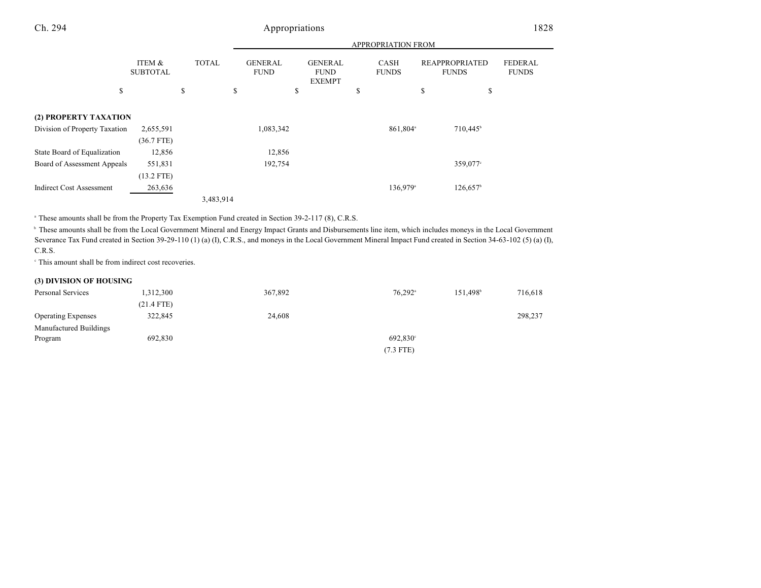| | ITEM & SUBTOTAL | TOTAL | APPROPRIATION FROM GENERAL FUND | GENERAL FUND EXEMPT | CASH FUNDS | REAPPROPRIATED FUNDS | FEDERAL FUNDS |
|---|---|---|---|---|---|---|---|
| | $ | $ | $ | $ | $ | $ | $ |
| **(2) PROPERTY TAXATION** | | | | | | | |
| Division of Property Taxation | 2,655,591 | | 1,083,342 | | 861,804[a] | 710,445[b] | |
| | (36.7 FTE) | | | | | | |
| State Board of Equalization | 12,856 | | 12,856 | | | | |
| Board of Assessment Appeals | 551,831 | | 192,754 | | | 359,077[c] | |
| | (13.2 FTE) | | | | | | |
| Indirect Cost Assessment | 263,636 | | | | 136,979[a] | 126,657[b] | |
| | | 3,483,914 | | | | | |

[a] These amounts shall be from the Property Tax Exemption Fund created in Section 39-2-117 (8), C.R.S.

[b] These amounts shall be from the Local Government Mineral and Energy Impact Grants and Disbursements line item, which includes moneys in the Local Government Severance Tax Fund created in Section 39-29-110 (1) (a) (I), C.R.S., and moneys in the Local Government Mineral Impact Fund created in Section 34-63-102 (5) (a) (I), C.R.S.

[c] This amount shall be from indirect cost recoveries.

| | ITEM & SUBTOTAL | TOTAL | GENERAL FUND | GENERAL FUND EXEMPT | CASH FUNDS | REAPPROPRIATED FUNDS | FEDERAL FUNDS |
|---|---|---|---|---|---|---|---|
| **(3) DIVISION OF HOUSING** | | | | | | | |
| Personal Services | 1,312,300 | | 367,892 | | 76,292[a] | 151,498[b] | 716,618 |
| | (21.4 FTE) | | | | | | |
| Operating Expenses | 322,845 | | 24,608 | | | | 298,237 |
| Manufactured Buildings Program | 692,830 | | | | 692,830[c] | | |
| | | | | | (7.3 FTE) | | |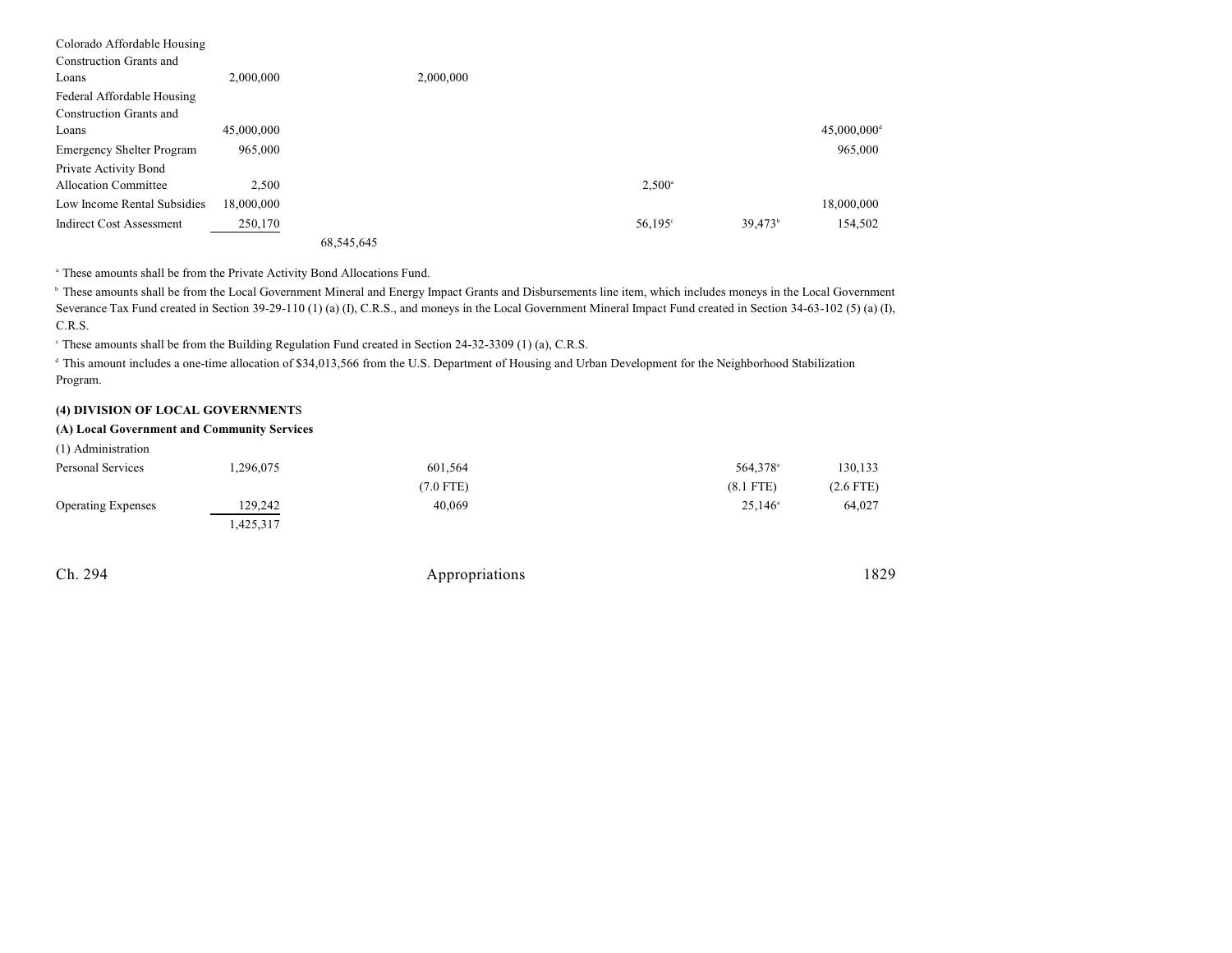| | | | | | | |
|---|---|---|---|---|---|---|
| Colorado Affordable Housing Construction Grants and Loans | 2,000,000 | | 2,000,000 | | | |
| Federal Affordable Housing Construction Grants and Loans | 45,000,000 | | | | | 45,000,000[d] |
| Emergency Shelter Program | 965,000 | | | | | 965,000 |
| Private Activity Bond Allocation Committee | 2,500 | | | 2,500[a] | | |
| Low Income Rental Subsidies | 18,000,000 | | | | | 18,000,000 |
| Indirect Cost Assessment | 250,170 | | | 56,195[c] | 39,473[b] | 154,502 |
| | | 68,545,645 | | | | |

[a] These amounts shall be from the Private Activity Bond Allocations Fund.

[b] These amounts shall be from the Local Government Mineral and Energy Impact Grants and Disbursements line item, which includes moneys in the Local Government Severance Tax Fund created in Section 39-29-110 (1) (a) (I), C.R.S., and moneys in the Local Government Mineral Impact Fund created in Section 34-63-102 (5) (a) (I), C.R.S.

[c] These amounts shall be from the Building Regulation Fund created in Section 24-32-3309 (1) (a), C.R.S.

[d] This amount includes a one-time allocation of $34,013,566 from the U.S. Department of Housing and Urban Development for the Neighborhood Stabilization Program.

**(4) DIVISION OF LOCAL GOVERNMENTS**

**(A) Local Government and Community Services**

(1) Administration

| | | | | | | |
|---|---|---|---|---|---|---|
| Personal Services | 1,296,075 | | 601,564 | | 564,378[a] | 130,133 |
| | | | (7.0 FTE) | | (8.1 FTE) | (2.6 FTE) |
| Operating Expenses | 129,242 | | 40,069 | | 25,146[a] | 64,027 |
| | 1,425,317 | | | | | |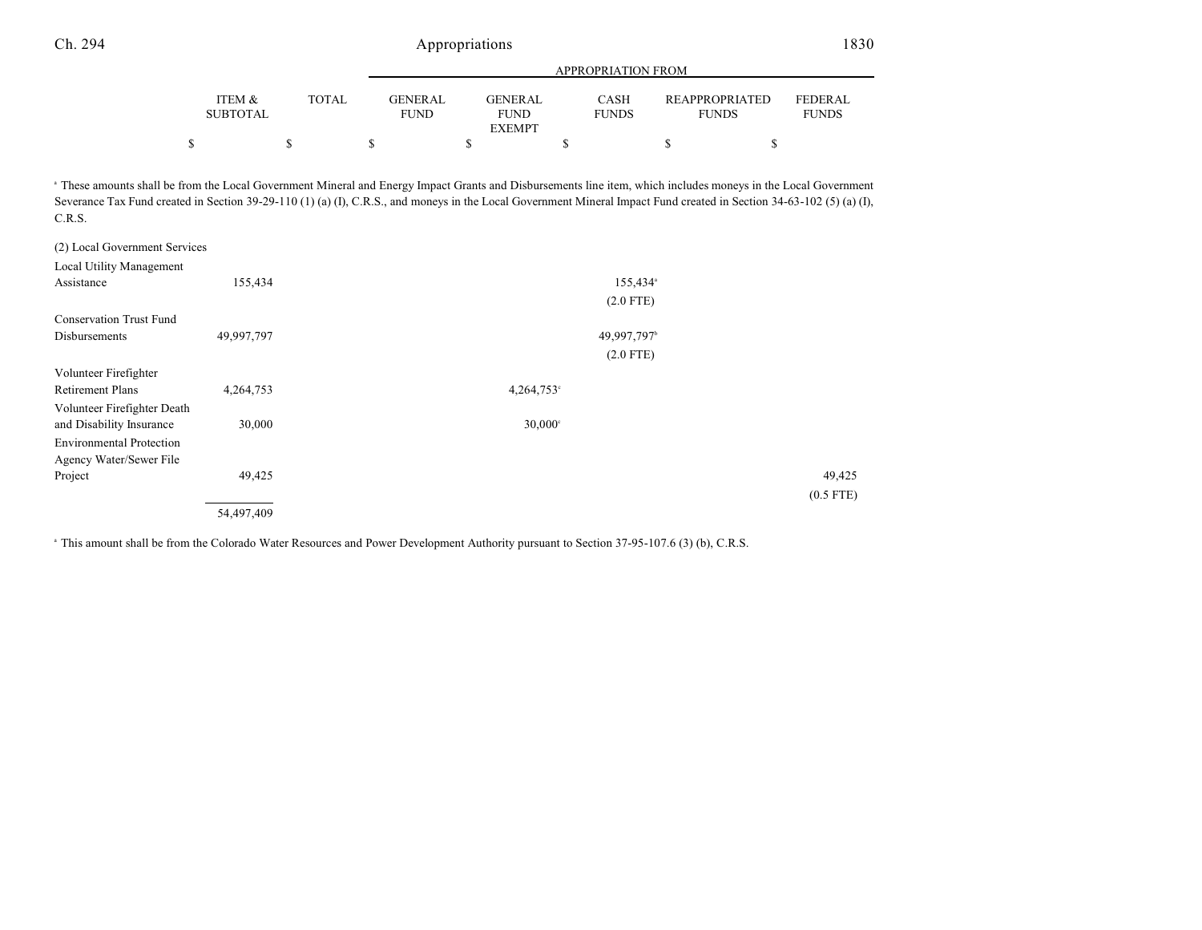| | ITEM & SUBTOTAL | TOTAL | GENERAL FUND | GENERAL FUND EXEMPT | CASH FUNDS | REAPPROPRIATED FUNDS | FEDERAL FUNDS |
|---|---|---|---|---|---|---|---|
| | | | APPROPRIATION FROM | | | | |
| | $ | $ | $ | $ | $ | $ | $ |

[a] These amounts shall be from the Local Government Mineral and Energy Impact Grants and Disbursements line item, which includes moneys in the Local Government Severance Tax Fund created in Section 39-29-110 (1) (a) (I), C.R.S., and moneys in the Local Government Mineral Impact Fund created in Section 34-63-102 (5) (a) (I), C.R.S.

| | ITEM & SUBTOTAL | TOTAL | GENERAL FUND | GENERAL FUND EXEMPT | CASH FUNDS | REAPPROPRIATED FUNDS | FEDERAL FUNDS |
|---|---|---|---|---|---|---|---|
| (2) Local Government Services | | | | | | | |
| Local Utility Management Assistance | 155,434 | | | | 155,434[a] | | |
| | | | | | (2.0 FTE) | | |
| Conservation Trust Fund Disbursements | 49,997,797 | | | | 49,997,797[b] | | |
| | | | | | (2.0 FTE) | | |
| Volunteer Firefighter Retirement Plans | 4,264,753 | | | 4,264,753[c] | | | |
| Volunteer Firefighter Death and Disability Insurance | 30,000 | | | 30,000[c] | | | |
| Environmental Protection Agency Water/Sewer File Project | 49,425 | | | | | | 49,425 |
| | | | | | | | (0.5 FTE) |
| | 54,497,409 | | | | | | |

[a] This amount shall be from the Colorado Water Resources and Power Development Authority pursuant to Section 37-95-107.6 (3) (b), C.R.S.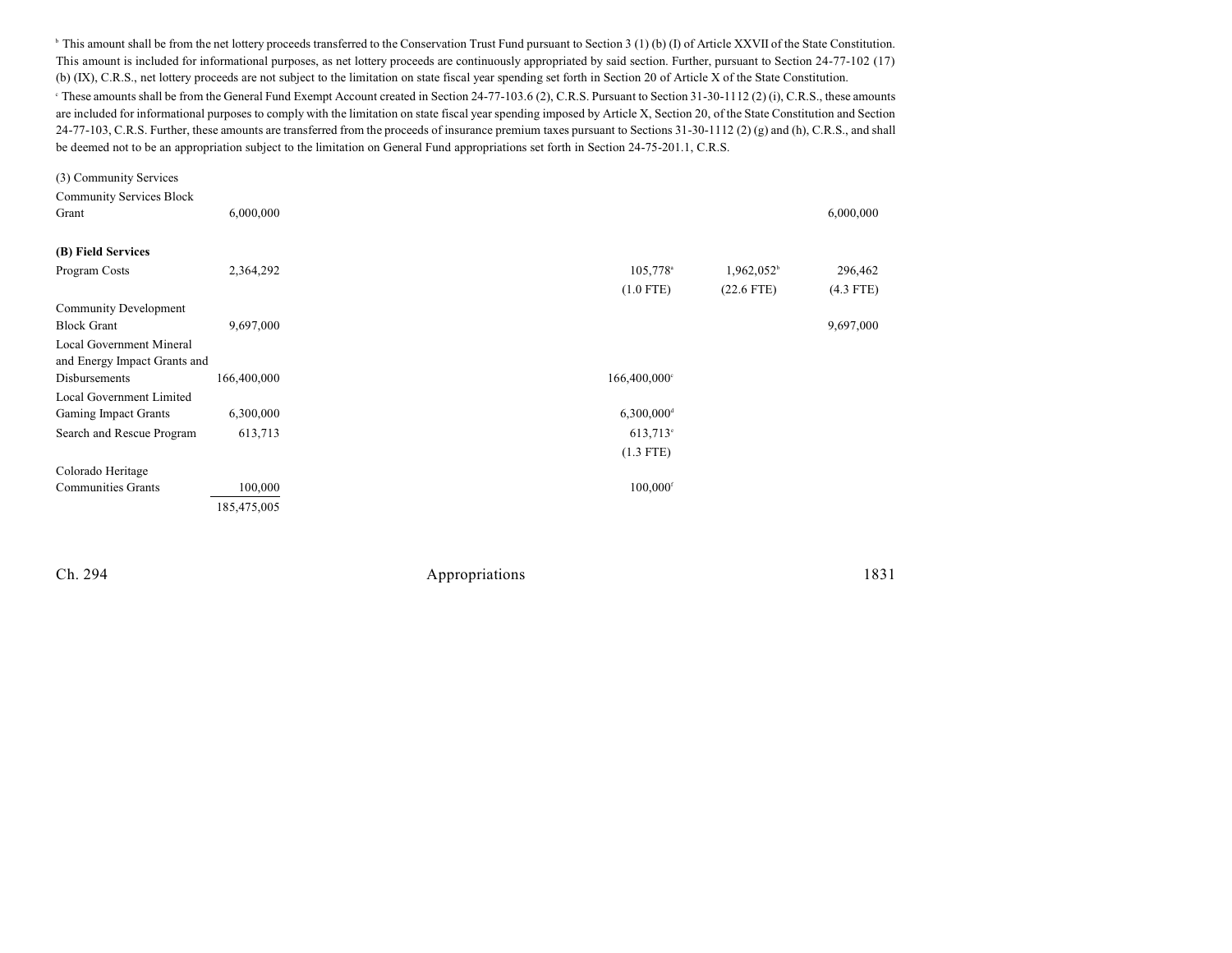[b] This amount shall be from the net lottery proceeds transferred to the Conservation Trust Fund pursuant to Section 3 (1) (b) (I) of Article XXVII of the State Constitution. This amount is included for informational purposes, as net lottery proceeds are continuously appropriated by said section. Further, pursuant to Section 24-77-102 (17) (b) (IX), C.R.S., net lottery proceeds are not subject to the limitation on state fiscal year spending set forth in Section 20 of Article X of the State Constitution.

[c] These amounts shall be from the General Fund Exempt Account created in Section 24-77-103.6 (2), C.R.S. Pursuant to Section 31-30-1112 (2) (i), C.R.S., these amounts are included for informational purposes to comply with the limitation on state fiscal year spending imposed by Article X, Section 20, of the State Constitution and Section 24-77-103, C.R.S. Further, these amounts are transferred from the proceeds of insurance premium taxes pursuant to Sections 31-30-1112 (2) (g) and (h), C.R.S., and shall be deemed not to be an appropriation subject to the limitation on General Fund appropriations set forth in Section 24-75-201.1, C.R.S.

| | | | | | | |
|---|---|---|---|---|---|---|
| (3) Community Services | | | | | | |
| Community Services Block Grant | 6,000,000 | | | | | 6,000,000 |
| **(B) Field Services** | | | | | | |
| Program Costs | 2,364,292 | | | 105,778[a] | 1,962,052[b] | 296,462 |
| | | | | (1.0 FTE) | (22.6 FTE) | (4.3 FTE) |
| Community Development Block Grant | 9,697,000 | | | | | 9,697,000 |
| Local Government Mineral and Energy Impact Grants and Disbursements | 166,400,000 | | | 166,400,000[c] | | |
| Local Government Limited Gaming Impact Grants | 6,300,000 | | | 6,300,000[d] | | |
| Search and Rescue Program | 613,713 | | | 613,713[e] | | |
| | | | | (1.3 FTE) | | |
| Colorado Heritage Communities Grants | 100,000 | | | 100,000[f] | | |
| | 185,475,005 | | | | | |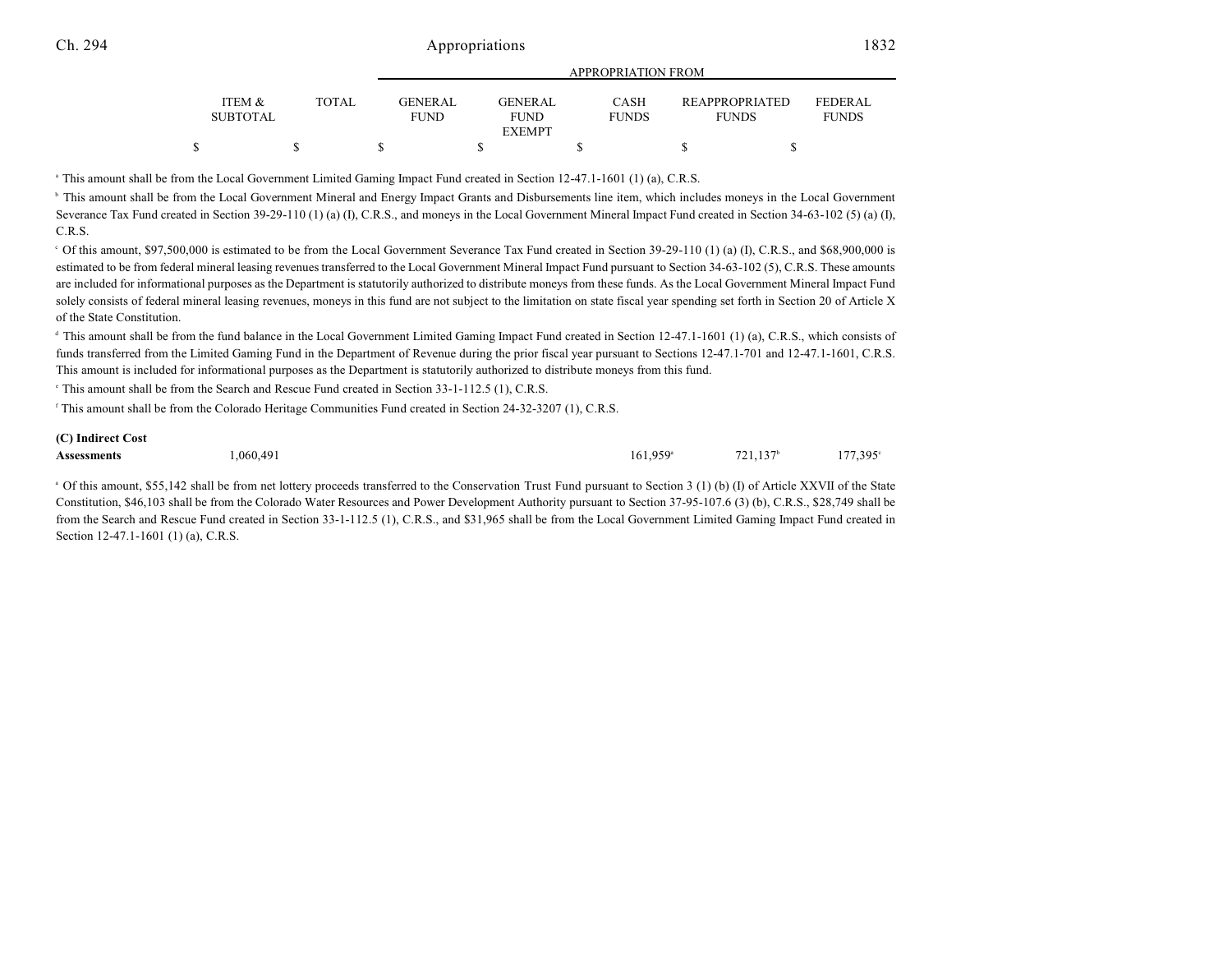| | ITEM & SUBTOTAL | TOTAL | GENERAL FUND | GENERAL FUND EXEMPT | CASH FUNDS | REAPPROPRIATED FUNDS | FEDERAL FUNDS |
|---|---|---|---|---|---|---|---|
| | | | APPROPRIATION FROM | | | | |
| | $ | $ | $ | $ | $ | $ | $ |

[a] This amount shall be from the Local Government Limited Gaming Impact Fund created in Section 12-47.1-1601 (1) (a), C.R.S.

[b] This amount shall be from the Local Government Mineral and Energy Impact Grants and Disbursements line item, which includes moneys in the Local Government Severance Tax Fund created in Section 39-29-110 (1) (a) (I), C.R.S., and moneys in the Local Government Mineral Impact Fund created in Section 34-63-102 (5) (a) (I), C.R.S.

[c] Of this amount, $97,500,000 is estimated to be from the Local Government Severance Tax Fund created in Section 39-29-110 (1) (a) (I), C.R.S., and $68,900,000 is estimated to be from federal mineral leasing revenues transferred to the Local Government Mineral Impact Fund pursuant to Section 34-63-102 (5), C.R.S. These amounts are included for informational purposes as the Department is statutorily authorized to distribute moneys from these funds. As the Local Government Mineral Impact Fund solely consists of federal mineral leasing revenues, moneys in this fund are not subject to the limitation on state fiscal year spending set forth in Section 20 of Article X of the State Constitution.

[d] This amount shall be from the fund balance in the Local Government Limited Gaming Impact Fund created in Section 12-47.1-1601 (1) (a), C.R.S., which consists of funds transferred from the Limited Gaming Fund in the Department of Revenue during the prior fiscal year pursuant to Sections 12-47.1-701 and 12-47.1-1601, C.R.S. This amount is included for informational purposes as the Department is statutorily authorized to distribute moneys from this fund.

[e] This amount shall be from the Search and Rescue Fund created in Section 33-1-112.5 (1), C.R.S.

[f] This amount shall be from the Colorado Heritage Communities Fund created in Section 24-32-3207 (1), C.R.S.

| | ITEM & SUBTOTAL | TOTAL | GENERAL FUND | GENERAL FUND EXEMPT | CASH FUNDS | REAPPROPRIATED FUNDS | FEDERAL FUNDS |
|---|---|---|---|---|---|---|---|
| **(C) Indirect Cost Assessments** | 1,060,491 | | | | 161,959[a] | 721,137[b] | 177,395[c] |

[a] Of this amount, $55,142 shall be from net lottery proceeds transferred to the Conservation Trust Fund pursuant to Section 3 (1) (b) (I) of Article XXVII of the State Constitution, $46,103 shall be from the Colorado Water Resources and Power Development Authority pursuant to Section 37-95-107.6 (3) (b), C.R.S., $28,749 shall be from the Search and Rescue Fund created in Section 33-1-112.5 (1), C.R.S., and $31,965 shall be from the Local Government Limited Gaming Impact Fund created in Section 12-47.1-1601 (1) (a), C.R.S.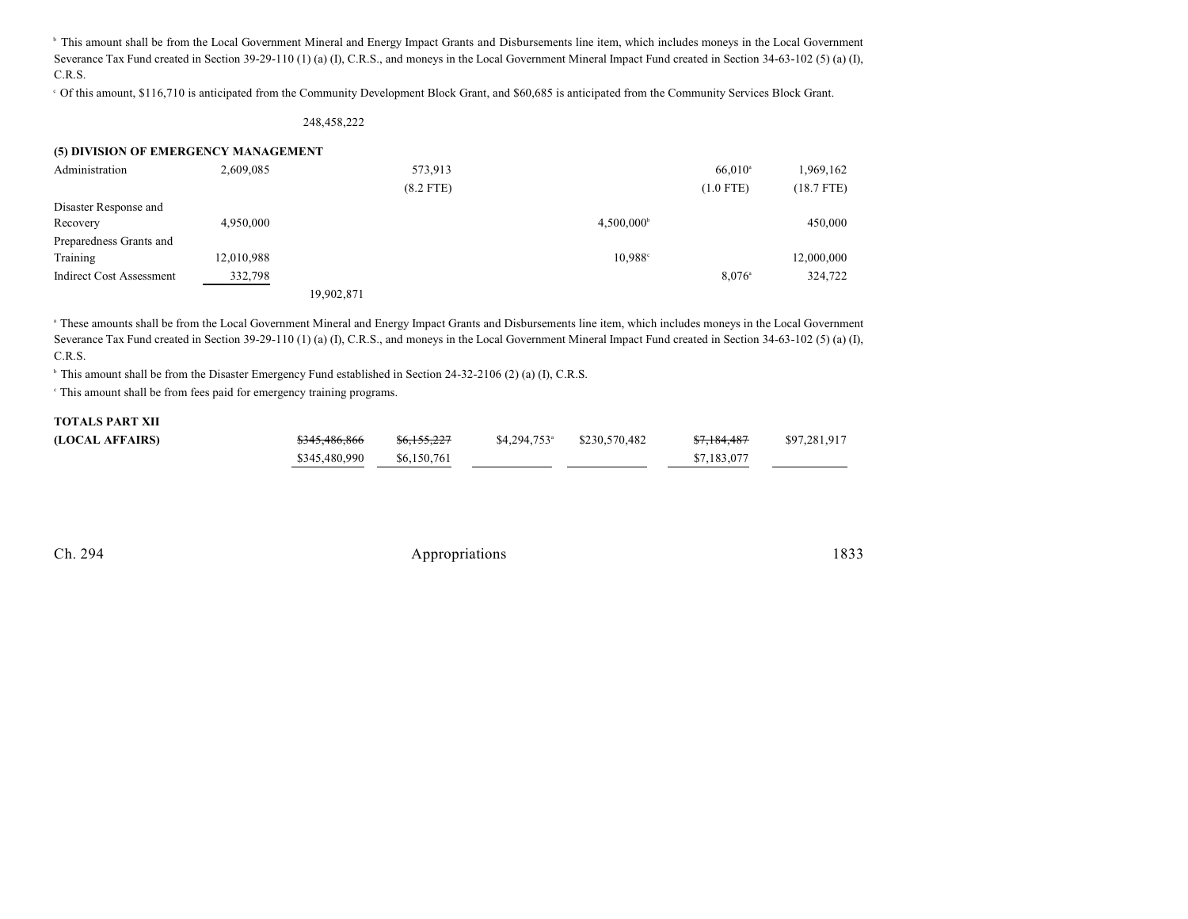[b] This amount shall be from the Local Government Mineral and Energy Impact Grants and Disbursements line item, which includes moneys in the Local Government Severance Tax Fund created in Section 39-29-110 (1) (a) (I), C.R.S., and moneys in the Local Government Mineral Impact Fund created in Section 34-63-102 (5) (a) (I), C.R.S.

[c] Of this amount, $116,710 is anticipated from the Community Development Block Grant, and $60,685 is anticipated from the Community Services Block Grant.

| | | | | | | | |
|---|---|---|---|---|---|---|---|
| | | 248,458,222 | | | | | |
| **(5) DIVISION OF EMERGENCY MANAGEMENT** | | | | | | | |
| Administration | 2,609,085 | | 573,913 (8.2 FTE) | | | 66,010[a] (1.0 FTE) | 1,969,162 (18.7 FTE) |
| Disaster Response and Recovery | 4,950,000 | | | | 4,500,000[b] | | 450,000 |
| Preparedness Grants and Training | 12,010,988 | | | | 10,988[c] | | 12,000,000 |
| Indirect Cost Assessment | 332,798 | | | | | 8,076[a] | 324,722 |
| | | 19,902,871 | | | | | |

[a] These amounts shall be from the Local Government Mineral and Energy Impact Grants and Disbursements line item, which includes moneys in the Local Government Severance Tax Fund created in Section 39-29-110 (1) (a) (I), C.R.S., and moneys in the Local Government Mineral Impact Fund created in Section 34-63-102 (5) (a) (I), C.R.S.

[b] This amount shall be from the Disaster Emergency Fund established in Section 24-32-2106 (2) (a) (I), C.R.S.

[c] This amount shall be from fees paid for emergency training programs.

| | | | | | | |
|---|---|---|---|---|---|---|
| **TOTALS PART XII (LOCAL AFFAIRS)** | ~~$345,486,866~~ $345,480,990 | ~~$6,155,227~~ $6,150,761 | $4,294,753[a] | $230,570,482 | ~~$7,184,487~~ $7,183,077 | $97,281,917 |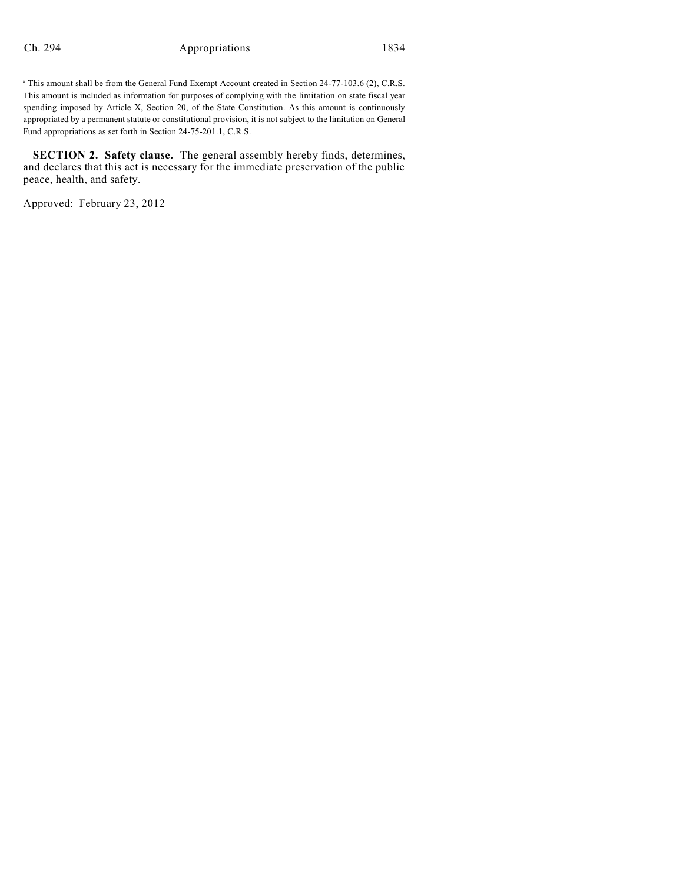[a] This amount shall be from the General Fund Exempt Account created in Section 24-77-103.6 (2), C.R.S. This amount is included as information for purposes of complying with the limitation on state fiscal year spending imposed by Article X, Section 20, of the State Constitution. As this amount is continuously appropriated by a permanent statute or constitutional provision, it is not subject to the limitation on General Fund appropriations as set forth in Section 24-75-201.1, C.R.S.

**SECTION 2. Safety clause.** The general assembly hereby finds, determines, and declares that this act is necessary for the immediate preservation of the public peace, health, and safety.

Approved: February 23, 2012